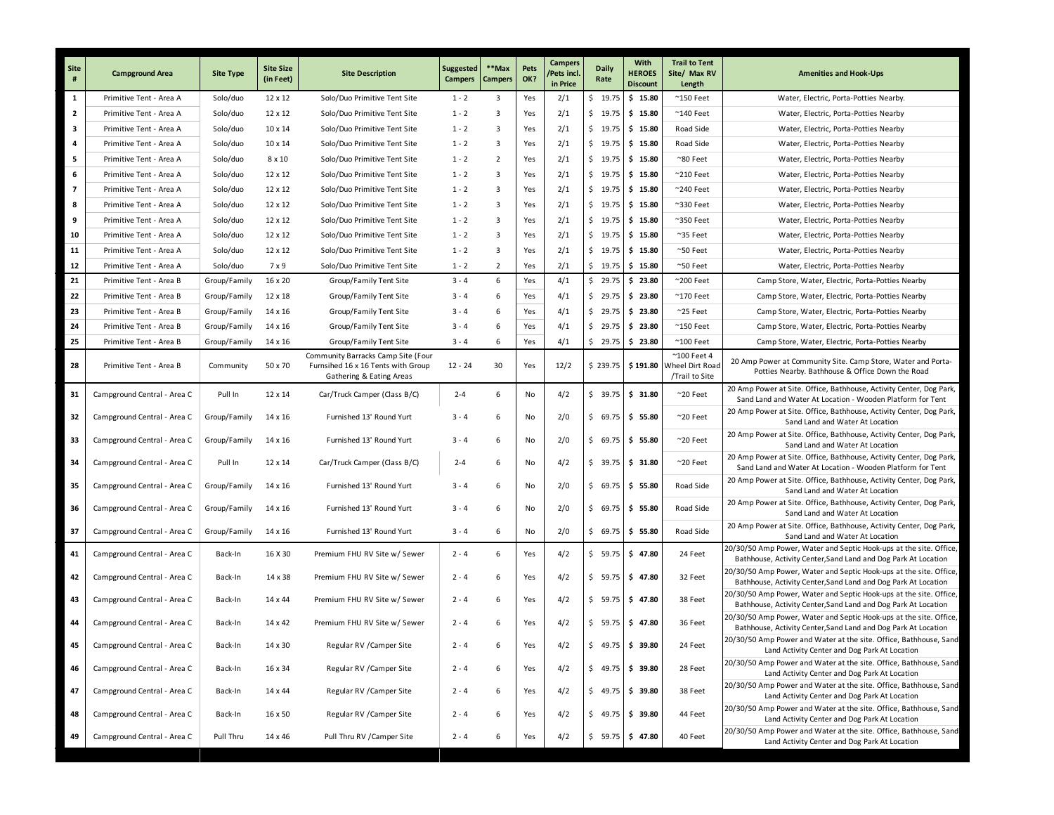| Site # | Campground Area | Site Type | Site Size (in Feet) | Site Description | Suggested Campers | **Max Campers | Pets OK? | Campers /Pets incl. in Price | Daily Rate | With HEROES Discount | Trail to Tent Site/ Max RV Length | Amenities and Hook-Ups |
|---|---|---|---|---|---|---|---|---|---|---|---|---|
| 1 | Primitive Tent - Area A | Solo/duo | 12 x 12 | Solo/Duo Primitive Tent Site | 1 - 2 | 3 | Yes | 2/1 | $ 19.75 | $ 15.80 | ~150 Feet | Water, Electric, Porta-Potties Nearby. |
| 2 | Primitive Tent - Area A | Solo/duo | 12 x 12 | Solo/Duo Primitive Tent Site | 1 - 2 | 3 | Yes | 2/1 | $ 19.75 | $ 15.80 | ~140 Feet | Water, Electric, Porta-Potties Nearby |
| 3 | Primitive Tent - Area A | Solo/duo | 10 x 14 | Solo/Duo Primitive Tent Site | 1 - 2 | 3 | Yes | 2/1 | $ 19.75 | $ 15.80 | Road Side | Water, Electric, Porta-Potties Nearby |
| 4 | Primitive Tent - Area A | Solo/duo | 10 x 14 | Solo/Duo Primitive Tent Site | 1 - 2 | 3 | Yes | 2/1 | $ 19.75 | $ 15.80 | Road Side | Water, Electric, Porta-Potties Nearby |
| 5 | Primitive Tent - Area A | Solo/duo | 8 x 10 | Solo/Duo Primitive Tent Site | 1 - 2 | 2 | Yes | 2/1 | $ 19.75 | $ 15.80 | ~80 Feet | Water, Electric, Porta-Potties Nearby |
| 6 | Primitive Tent - Area A | Solo/duo | 12 x 12 | Solo/Duo Primitive Tent Site | 1 - 2 | 3 | Yes | 2/1 | $ 19.75 | $ 15.80 | ~210 Feet | Water, Electric, Porta-Potties Nearby |
| 7 | Primitive Tent - Area A | Solo/duo | 12 x 12 | Solo/Duo Primitive Tent Site | 1 - 2 | 3 | Yes | 2/1 | $ 19.75 | $ 15.80 | ~240 Feet | Water, Electric, Porta-Potties Nearby |
| 8 | Primitive Tent - Area A | Solo/duo | 12 x 12 | Solo/Duo Primitive Tent Site | 1 - 2 | 3 | Yes | 2/1 | $ 19.75 | $ 15.80 | ~330 Feet | Water, Electric, Porta-Potties Nearby |
| 9 | Primitive Tent - Area A | Solo/duo | 12 x 12 | Solo/Duo Primitive Tent Site | 1 - 2 | 3 | Yes | 2/1 | $ 19.75 | $ 15.80 | ~350 Feet | Water, Electric, Porta-Potties Nearby |
| 10 | Primitive Tent - Area A | Solo/duo | 12 x 12 | Solo/Duo Primitive Tent Site | 1 - 2 | 3 | Yes | 2/1 | $ 19.75 | $ 15.80 | ~35 Feet | Water, Electric, Porta-Potties Nearby |
| 11 | Primitive Tent - Area A | Solo/duo | 12 x 12 | Solo/Duo Primitive Tent Site | 1 - 2 | 3 | Yes | 2/1 | $ 19.75 | $ 15.80 | ~50 Feet | Water, Electric, Porta-Potties Nearby |
| 12 | Primitive Tent - Area A | Solo/duo | 7 x 9 | Solo/Duo Primitive Tent Site | 1 - 2 | 2 | Yes | 2/1 | $ 19.75 | $ 15.80 | ~50 Feet | Water, Electric, Porta-Potties Nearby |
| 21 | Primitive Tent - Area B | Group/Family | 16 x 20 | Group/Family Tent Site | 3 - 4 | 6 | Yes | 4/1 | $ 29.75 | $ 23.80 | ~200 Feet | Camp Store, Water, Electric, Porta-Potties Nearby |
| 22 | Primitive Tent - Area B | Group/Family | 12 x 18 | Group/Family Tent Site | 3 - 4 | 6 | Yes | 4/1 | $ 29.75 | $ 23.80 | ~170 Feet | Camp Store, Water, Electric, Porta-Potties Nearby |
| 23 | Primitive Tent - Area B | Group/Family | 14 x 16 | Group/Family Tent Site | 3 - 4 | 6 | Yes | 4/1 | $ 29.75 | $ 23.80 | ~25 Feet | Camp Store, Water, Electric, Porta-Potties Nearby |
| 24 | Primitive Tent - Area B | Group/Family | 14 x 16 | Group/Family Tent Site | 3 - 4 | 6 | Yes | 4/1 | $ 29.75 | $ 23.80 | ~150 Feet | Camp Store, Water, Electric, Porta-Potties Nearby |
| 25 | Primitive Tent - Area B | Group/Family | 14 x 16 | Group/Family Tent Site | 3 - 4 | 6 | Yes | 4/1 | $ 29.75 | $ 23.80 | ~100 Feet | Camp Store, Water, Electric, Porta-Potties Nearby |
| 28 | Primitive Tent - Area B | Community | 50 x 70 | Community Barracks Camp Site (Four Furnsihed 16 x 16 Tents with Group Gathering & Eating Areas | 12 - 24 | 30 | Yes | 12/2 | $ 239.75 | $ 191.80 | ~100 Feet 4 Wheel Dirt Road /Trail to Site | 20 Amp Power at Community Site. Camp Store, Water and Porta-Potties Nearby. Bathhouse & Office Down the Road |
| 31 | Campground Central - Area C | Pull In | 12 x 14 | Car/Truck Camper (Class B/C) | 2-4 | 6 | No | 4/2 | $ 39.75 | $ 31.80 | ~20 Feet | 20 Amp Power at Site. Office, Bathhouse, Activity Center, Dog Park, Sand Land and Water At Location - Wooden Platform for Tent |
| 32 | Campground Central - Area C | Group/Family | 14 x 16 | Furnished 13' Round Yurt | 3 - 4 | 6 | No | 2/0 | $ 69.75 | $ 55.80 | ~20 Feet | 20 Amp Power at Site. Office, Bathhouse, Activity Center, Dog Park, Sand Land and Water At Location |
| 33 | Campground Central - Area C | Group/Family | 14 x 16 | Furnished 13' Round Yurt | 3 - 4 | 6 | No | 2/0 | $ 69.75 | $ 55.80 | ~20 Feet | 20 Amp Power at Site. Office, Bathhouse, Activity Center, Dog Park, Sand Land and Water At Location |
| 34 | Campground Central - Area C | Pull In | 12 x 14 | Car/Truck Camper (Class B/C) | 2-4 | 6 | No | 4/2 | $ 39.75 | $ 31.80 | ~20 Feet | 20 Amp Power at Site. Office, Bathhouse, Activity Center, Dog Park, Sand Land and Water At Location - Wooden Platform for Tent |
| 35 | Campground Central - Area C | Group/Family | 14 x 16 | Furnished 13' Round Yurt | 3 - 4 | 6 | No | 2/0 | $ 69.75 | $ 55.80 | Road Side | 20 Amp Power at Site. Office, Bathhouse, Activity Center, Dog Park, Sand Land and Water At Location |
| 36 | Campground Central - Area C | Group/Family | 14 x 16 | Furnished 13' Round Yurt | 3 - 4 | 6 | No | 2/0 | $ 69.75 | $ 55.80 | Road Side | 20 Amp Power at Site. Office, Bathhouse, Activity Center, Dog Park, Sand Land and Water At Location |
| 37 | Campground Central - Area C | Group/Family | 14 x 16 | Furnished 13' Round Yurt | 3 - 4 | 6 | No | 2/0 | $ 69.75 | $ 55.80 | Road Side | 20 Amp Power at Site. Office, Bathhouse, Activity Center, Dog Park, Sand Land and Water At Location |
| 41 | Campground Central - Area C | Back-In | 16 X 30 | Premium FHU RV Site w/ Sewer | 2 - 4 | 6 | Yes | 4/2 | $ 59.75 | $ 47.80 | 24 Feet | 20/30/50 Amp Power, Water and Septic Hook-ups at the site. Office, Bathhouse, Activity Center,Sand Land and Dog Park At Location |
| 42 | Campground Central - Area C | Back-In | 14 x 38 | Premium FHU RV Site w/ Sewer | 2 - 4 | 6 | Yes | 4/2 | $ 59.75 | $ 47.80 | 32 Feet | 20/30/50 Amp Power, Water and Septic Hook-ups at the site. Office, Bathhouse, Activity Center,Sand Land and Dog Park At Location |
| 43 | Campground Central - Area C | Back-In | 14 x 44 | Premium FHU RV Site w/ Sewer | 2 - 4 | 6 | Yes | 4/2 | $ 59.75 | $ 47.80 | 38 Feet | 20/30/50 Amp Power, Water and Septic Hook-ups at the site. Office, Bathhouse, Activity Center,Sand Land and Dog Park At Location |
| 44 | Campground Central - Area C | Back-In | 14 x 42 | Premium FHU RV Site w/ Sewer | 2 - 4 | 6 | Yes | 4/2 | $ 59.75 | $ 47.80 | 36 Feet | 20/30/50 Amp Power, Water and Septic Hook-ups at the site. Office, Bathhouse, Activity Center,Sand Land and Dog Park At Location |
| 45 | Campground Central - Area C | Back-In | 14 x 30 | Regular RV /Camper Site | 2 - 4 | 6 | Yes | 4/2 | $ 49.75 | $ 39.80 | 24 Feet | 20/30/50 Amp Power and Water at the site. Office, Bathhouse, Sand Land Activity Center and Dog Park At Location |
| 46 | Campground Central - Area C | Back-In | 16 x 34 | Regular RV /Camper Site | 2 - 4 | 6 | Yes | 4/2 | $ 49.75 | $ 39.80 | 28 Feet | 20/30/50 Amp Power and Water at the site. Office, Bathhouse, Sand Land Activity Center and Dog Park At Location |
| 47 | Campground Central - Area C | Back-In | 14 x 44 | Regular RV /Camper Site | 2 - 4 | 6 | Yes | 4/2 | $ 49.75 | $ 39.80 | 38 Feet | 20/30/50 Amp Power and Water at the site. Office, Bathhouse, Sand Land Activity Center and Dog Park At Location |
| 48 | Campground Central - Area C | Back-In | 16 x 50 | Regular RV /Camper Site | 2 - 4 | 6 | Yes | 4/2 | $ 49.75 | $ 39.80 | 44 Feet | 20/30/50 Amp Power and Water at the site. Office, Bathhouse, Sand Land Activity Center and Dog Park At Location |
| 49 | Campground Central - Area C | Pull Thru | 14 x 46 | Pull Thru RV /Camper Site | 2 - 4 | 6 | Yes | 4/2 | $ 59.75 | $ 47.80 | 40 Feet | 20/30/50 Amp Power and Water at the site. Office, Bathhouse, Sand Land Activity Center and Dog Park At Location |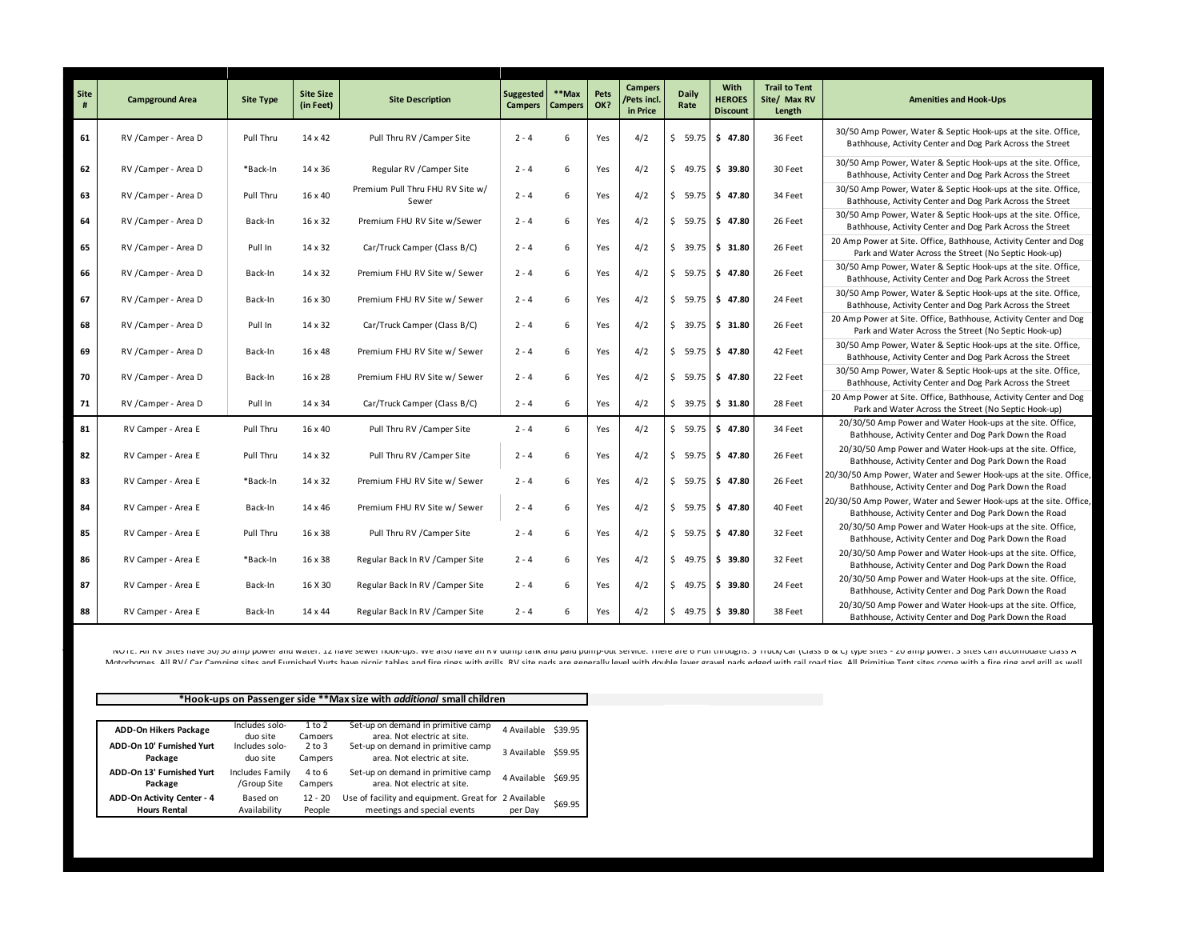| Site # | Campground Area | Site Type | Site Size (in Feet) | Site Description | Suggested Campers | **Max Campers | Pets OK? | Campers /Pets incl. in Price | Daily Rate | With HEROES Discount | Trail to Tent Site/ Max RV Length | Amenities and Hook-Ups |
|---|---|---|---|---|---|---|---|---|---|---|---|---|
| 61 | RV /Camper - Area D | Pull Thru | 14 x 42 | Pull Thru RV /Camper Site | 2 - 4 | 6 | Yes | 4/2 | $ 59.75 | $ 47.80 | 36 Feet | 30/50 Amp Power, Water & Septic Hook-ups at the site. Office, Bathhouse, Activity Center and Dog Park Across the Street |
| 62 | RV /Camper - Area D | *Back-In | 14 x 36 | Regular RV /Camper Site | 2 - 4 | 6 | Yes | 4/2 | $ 49.75 | $ 39.80 | 30 Feet | 30/50 Amp Power, Water & Septic Hook-ups at the site. Office, Bathhouse, Activity Center and Dog Park Across the Street |
| 63 | RV /Camper - Area D | Pull Thru | 16 x 40 | Premium Pull Thru FHU RV Site w/ Sewer | 2 - 4 | 6 | Yes | 4/2 | $ 59.75 | $ 47.80 | 34 Feet | 30/50 Amp Power, Water & Septic Hook-ups at the site. Office, Bathhouse, Activity Center and Dog Park Across the Street |
| 64 | RV /Camper - Area D | Back-In | 16 x 32 | Premium FHU RV Site w/Sewer | 2 - 4 | 6 | Yes | 4/2 | $ 59.75 | $ 47.80 | 26 Feet | 30/50 Amp Power, Water & Septic Hook-ups at the site. Office, Bathhouse, Activity Center and Dog Park Across the Street |
| 65 | RV /Camper - Area D | Pull In | 14 x 32 | Car/Truck Camper (Class B/C) | 2 - 4 | 6 | Yes | 4/2 | $ 39.75 | $ 31.80 | 26 Feet | 20 Amp Power at Site. Office, Bathhouse, Activity Center and Dog Park and Water Across the Street (No Septic Hook-up) |
| 66 | RV /Camper - Area D | Back-In | 14 x 32 | Premium FHU RV Site w/ Sewer | 2 - 4 | 6 | Yes | 4/2 | $ 59.75 | $ 47.80 | 26 Feet | 30/50 Amp Power, Water & Septic Hook-ups at the site. Office, Bathhouse, Activity Center and Dog Park Across the Street |
| 67 | RV /Camper - Area D | Back-In | 16 x 30 | Premium FHU RV Site w/ Sewer | 2 - 4 | 6 | Yes | 4/2 | $ 59.75 | $ 47.80 | 24 Feet | 30/50 Amp Power, Water & Septic Hook-ups at the site. Office, Bathhouse, Activity Center and Dog Park Across the Street |
| 68 | RV /Camper - Area D | Pull In | 14 x 32 | Car/Truck Camper (Class B/C) | 2 - 4 | 6 | Yes | 4/2 | $ 39.75 | $ 31.80 | 26 Feet | 20 Amp Power at Site. Office, Bathhouse, Activity Center and Dog Park and Water Across the Street (No Septic Hook-up) |
| 69 | RV /Camper - Area D | Back-In | 16 x 48 | Premium FHU RV Site w/ Sewer | 2 - 4 | 6 | Yes | 4/2 | $ 59.75 | $ 47.80 | 42 Feet | 30/50 Amp Power, Water & Septic Hook-ups at the site. Office, Bathhouse, Activity Center and Dog Park Across the Street |
| 70 | RV /Camper - Area D | Back-In | 16 x 28 | Premium FHU RV Site w/ Sewer | 2 - 4 | 6 | Yes | 4/2 | $ 59.75 | $ 47.80 | 22 Feet | 30/50 Amp Power, Water & Septic Hook-ups at the site. Office, Bathhouse, Activity Center and Dog Park Across the Street |
| 71 | RV /Camper - Area D | Pull In | 14 x 34 | Car/Truck Camper (Class B/C) | 2 - 4 | 6 | Yes | 4/2 | $ 39.75 | $ 31.80 | 28 Feet | 20 Amp Power at Site. Office, Bathhouse, Activity Center and Dog Park and Water Across the Street (No Septic Hook-up) |
| 81 | RV Camper - Area E | Pull Thru | 16 x 40 | Pull Thru RV /Camper Site | 2 - 4 | 6 | Yes | 4/2 | $ 59.75 | $ 47.80 | 34 Feet | 20/30/50 Amp Power and Water Hook-ups at the site. Office, Bathhouse, Activity Center and Dog Park Down the Road |
| 82 | RV Camper - Area E | Pull Thru | 14 x 32 | Pull Thru RV /Camper Site | 2 - 4 | 6 | Yes | 4/2 | $ 59.75 | $ 47.80 | 26 Feet | 20/30/50 Amp Power and Water Hook-ups at the site. Office, Bathhouse, Activity Center and Dog Park Down the Road |
| 83 | RV Camper - Area E | *Back-In | 14 x 32 | Premium FHU RV Site w/ Sewer | 2 - 4 | 6 | Yes | 4/2 | $ 59.75 | $ 47.80 | 26 Feet | 20/30/50 Amp Power, Water and Sewer Hook-ups at the site. Office, Bathhouse, Activity Center and Dog Park Down the Road |
| 84 | RV Camper - Area E | Back-In | 14 x 46 | Premium FHU RV Site w/ Sewer | 2 - 4 | 6 | Yes | 4/2 | $ 59.75 | $ 47.80 | 40 Feet | 20/30/50 Amp Power, Water and Sewer Hook-ups at the site. Office, Bathhouse, Activity Center and Dog Park Down the Road |
| 85 | RV Camper - Area E | Pull Thru | 16 x 38 | Pull Thru RV /Camper Site | 2 - 4 | 6 | Yes | 4/2 | $ 59.75 | $ 47.80 | 32 Feet | 20/30/50 Amp Power and Water Hook-ups at the site. Office, Bathhouse, Activity Center and Dog Park Down the Road |
| 86 | RV Camper - Area E | *Back-In | 16 x 38 | Regular Back In RV /Camper Site | 2 - 4 | 6 | Yes | 4/2 | $ 49.75 | $ 39.80 | 32 Feet | 20/30/50 Amp Power and Water Hook-ups at the site. Office, Bathhouse, Activity Center and Dog Park Down the Road |
| 87 | RV Camper - Area E | Back-In | 16 X 30 | Regular Back In RV /Camper Site | 2 - 4 | 6 | Yes | 4/2 | $ 49.75 | $ 39.80 | 24 Feet | 20/30/50 Amp Power and Water Hook-ups at the site. Office, Bathhouse, Activity Center and Dog Park Down the Road |
| 88 | RV Camper - Area E | Back-In | 14 x 44 | Regular Back In RV /Camper Site | 2 - 4 | 6 | Yes | 4/2 | $ 49.75 | $ 39.80 | 38 Feet | 20/30/50 Amp Power and Water Hook-ups at the site. Office, Bathhouse, Activity Center and Dog Park Down the Road |

NOTE: All RV Sites have 30/50 amp power and water. 12 have sewer hook-ups. We also have an RV dump tank and paid pump-out service. There are 6 Pull throughs. 3 Truck/Car (Class B & C) type sites - 20 amp power. 3 sites can accomodate Class A Motorhomes. All RV/ Car Camping sites and Furnished Yurts have picnic tables and fire rings with grills. RV site pads are generally level with double layer gravel pads edged with rail road ties. All Primitive Tent sites come with a fire ring and grill as well

**\*Hook-ups on Passenger side \*\*Max size with *additional* small children**

| | | | | | |
|---|---|---|---|---|---|
| **ADD-On Hikers Package** | Includes solo-duo site | 1 to 2 Campers | Set-up on demand in primitive camp area. Not electric at site. | 4 Available | $39.95 |
| **ADD-On 10' Furnished Yurt Package** | Includes solo-duo site | 2 to 3 Campers | Set-up on demand in primitive camp area. Not electric at site. | 3 Available | $59.95 |
| **ADD-On 13' Furnished Yurt Package** | Includes Family /Group Site | 4 to 6 Campers | Set-up on demand in primitive camp area. Not electric at site. | 4 Available | $69.95 |
| **ADD-On Activity Center - 4 Hours Rental** | Based on Availability | 12 - 20 People | Use of facility and equipment. Great for meetings and special events | 2 Available per Day | $69.95 |